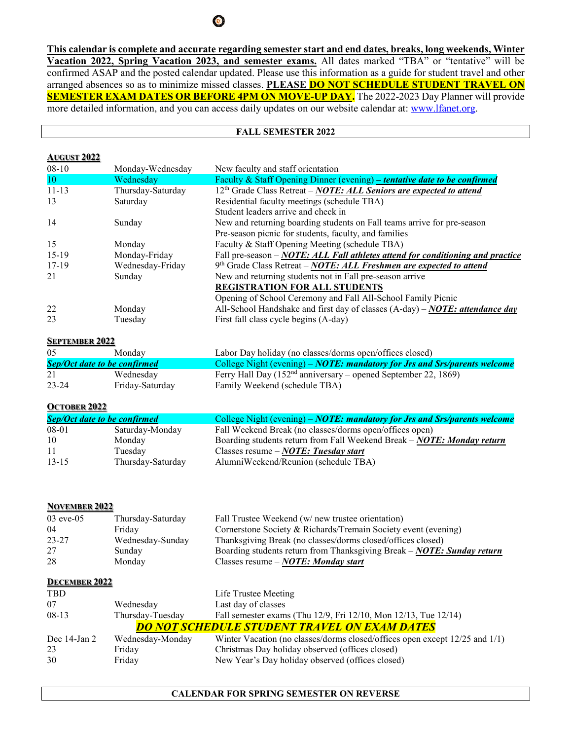**This calendar is complete and accurate regarding semester start and end dates, breaks, long weekends, Winter Vacation 2022, Spring Vacation 2023, and semester exams.** All dates marked "TBA" or "tentative" will be confirmed ASAP and the posted calendar updated. Please use this information as a guide for student travel and other arranged absences so as to minimize missed classes. **PLEASE DO NOT SCHEDULE STUDENT TRAVEL ON SEMESTER EXAM DATES OR BEFORE 4PM ON MOVE-UP DAY.** The 2022-2023 Day Planner will provide more detailed information, and you can access daily updates on our website calendar at: www.lfanet.org.

## FALL SEMESTER 2022

### AUGUST 2022

| Date | Day | Event |
|---|---|---|
| 08-10 | Monday-Wednesday | New faculty and staff orientation |
| 10 | Wednesday | Faculty & Staff Opening Dinner (evening) ***– tentative date to be confirmed*** |
| 11-13 | Thursday-Saturday | 12th Grade Class Retreat – ***NOTE: ALL Seniors are expected to attend*** |
| 13 | Saturday | Residential faculty meetings (schedule TBA)<br>Student leaders arrive and check in |
| 14 | Sunday | New and returning boarding students on Fall teams arrive for pre-season<br>Pre-season picnic for students, faculty, and families |
| 15 | Monday | Faculty & Staff Opening Meeting (schedule TBA) |
| 15-19 | Monday-Friday | Fall pre-season – ***NOTE: ALL Fall athletes attend for conditioning and practice*** |
| 17-19 | Wednesday-Friday | 9th Grade Class Retreat – ***NOTE: ALL Freshmen are expected to attend*** |
| 21 | Sunday | New and returning students not in Fall pre-season arrive<br>**REGISTRATION FOR ALL STUDENTS**<br>Opening of School Ceremony and Fall All-School Family Picnic |
| 22 | Monday | All-School Handshake and first day of classes (A-day) – ***NOTE: attendance day*** |
| 23 | Tuesday | First fall class cycle begins (A-day) |

### SEPTEMBER 2022

| Date | Day | Event |
|---|---|---|
| 05 | Monday | Labor Day holiday (no classes/dorms open/offices closed) |
| ***Sep/Oct date to be confirmed*** | | College Night (evening) – ***NOTE: mandatory for Jrs and Srs/parents welcome*** |
| 21 | Wednesday | Ferry Hall Day (152nd anniversary – opened September 22, 1869) |
| 23-24 | Friday-Saturday | Family Weekend (schedule TBA) |

### OCTOBER 2022

| Date | Day | Event |
|---|---|---|
| ***Sep/Oct date to be confirmed*** | | College Night (evening) – ***NOTE: mandatory for Jrs and Srs/parents welcome*** |
| 08-01 | Saturday-Monday | Fall Weekend Break (no classes/dorms open/offices open) |
| 10 | Monday | Boarding students return from Fall Weekend Break – ***NOTE: Monday return*** |
| 11 | Tuesday | Classes resume – ***NOTE: Tuesday start*** |
| 13-15 | Thursday-Saturday | AlumniWeekend/Reunion (schedule TBA) |

### NOVEMBER 2022

| Date | Day | Event |
|---|---|---|
| 03 eve-05 | Thursday-Saturday | Fall Trustee Weekend (w/ new trustee orientation) |
| 04 | Friday | Cornerstone Society & Richards/Tremain Society event (evening) |
| 23-27 | Wednesday-Sunday | Thanksgiving Break (no classes/dorms closed/offices closed) |
| 27 | Sunday | Boarding students return from Thanksgiving Break – ***NOTE: Sunday return*** |
| 28 | Monday | Classes resume – ***NOTE: Monday start*** |

### DECEMBER 2022

| Date | Day | Event |
|---|---|---|
| TBD | | Life Trustee Meeting |
| 07 | Wednesday | Last day of classes |
| 08-13 | Thursday-Tuesday | Fall semester exams (Thu 12/9, Fri 12/10, Mon 12/13, Tue 12/14) |
| | | ***DO NOT SCHEDULE STUDENT TRAVEL ON EXAM DATES*** |
| Dec 14-Jan 2 | Wednesday-Monday | Winter Vacation (no classes/dorms closed/offices open except 12/25 and 1/1) |
| 23 | Friday | Christmas Day holiday observed (offices closed) |
| 30 | Friday | New Year's Day holiday observed (offices closed) |

**CALENDAR FOR SPRING SEMESTER ON REVERSE**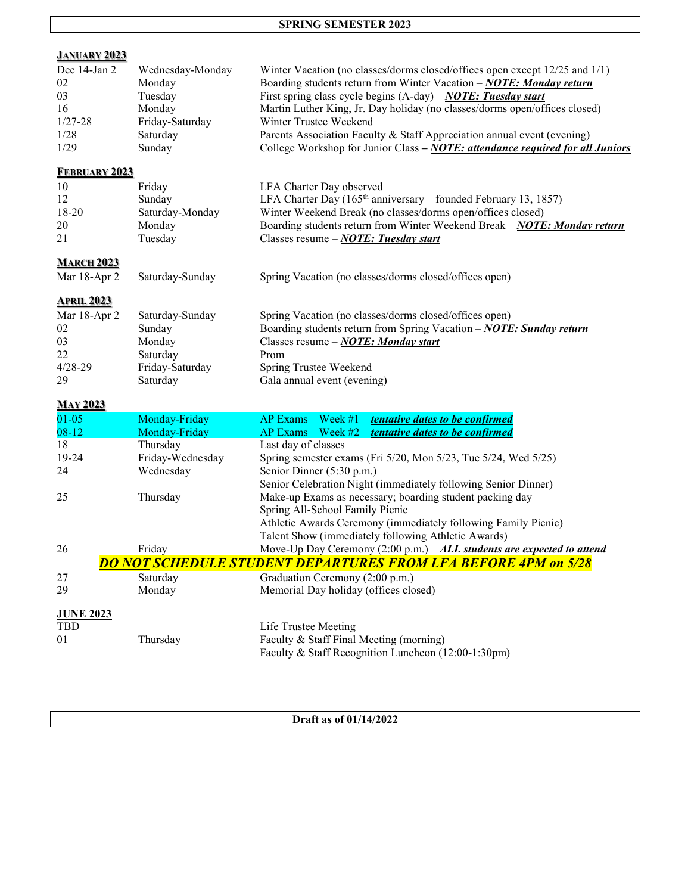# SPRING SEMESTER 2023

## JANUARY 2023

| | | |
|---|---|---|
| Dec 14-Jan 2 | Wednesday-Monday | Winter Vacation (no classes/dorms closed/offices open except 12/25 and 1/1) |
| 02 | Monday | Boarding students return from Winter Vacation – ***NOTE: Monday return*** |
| 03 | Tuesday | First spring class cycle begins (A-day) – ***NOTE: Tuesday start*** |
| 16 | Monday | Martin Luther King, Jr. Day holiday (no classes/dorms open/offices closed) |
| 1/27-28 | Friday-Saturday | Winter Trustee Weekend |
| 1/28 | Saturday | Parents Association Faculty & Staff Appreciation annual event (evening) |
| 1/29 | Sunday | College Workshop for Junior Class – ***NOTE: attendance required for all Juniors*** |

## FEBRUARY 2023

| | | |
|---|---|---|
| 10 | Friday | LFA Charter Day observed |
| 12 | Sunday | LFA Charter Day (165th anniversary – founded February 13, 1857) |
| 18-20 | Saturday-Monday | Winter Weekend Break (no classes/dorms open/offices closed) |
| 20 | Monday | Boarding students return from Winter Weekend Break – ***NOTE: Monday return*** |
| 21 | Tuesday | Classes resume – ***NOTE: Tuesday start*** |

## MARCH 2023

| | | |
|---|---|---|
| Mar 18-Apr 2 | Saturday-Sunday | Spring Vacation (no classes/dorms closed/offices open) |

## APRIL 2023

| | | |
|---|---|---|
| Mar 18-Apr 2 | Saturday-Sunday | Spring Vacation (no classes/dorms closed/offices open) |
| 02 | Sunday | Boarding students return from Spring Vacation – ***NOTE: Sunday return*** |
| 03 | Monday | Classes resume – ***NOTE: Monday start*** |
| 22 | Saturday | Prom |
| 4/28-29 | Friday-Saturday | Spring Trustee Weekend |
| 29 | Saturday | Gala annual event (evening) |

## MAY 2023

| | | |
|---|---|---|
| 01-05 | Monday-Friday | AP Exams – Week #1 – ***tentative dates to be confirmed*** |
| 08-12 | Monday-Friday | AP Exams – Week #2 – ***tentative dates to be confirmed*** |
| 18 | Thursday | Last day of classes |
| 19-24 | Friday-Wednesday | Spring semester exams (Fri 5/20, Mon 5/23, Tue 5/24, Wed 5/25) |
| 24 | Wednesday | Senior Dinner (5:30 p.m.)<br>Senior Celebration Night (immediately following Senior Dinner) |
| 25 | Thursday | Make-up Exams as necessary; boarding student packing day<br>Spring All-School Family Picnic<br>Athletic Awards Ceremony (immediately following Family Picnic)<br>Talent Show (immediately following Athletic Awards) |
| 26 | Friday | Move-Up Day Ceremony (2:00 p.m.) – ***ALL students are expected to attend*** |
| | | ***DO NOT SCHEDULE STUDENT DEPARTURES FROM LFA BEFORE 4PM on 5/28*** |
| 27 | Saturday | Graduation Ceremony (2:00 p.m.) |
| 29 | Monday | Memorial Day holiday (offices closed) |

## JUNE 2023

| | | |
|---|---|---|
| TBD | | Life Trustee Meeting |
| 01 | Thursday | Faculty & Staff Final Meeting (morning)<br>Faculty & Staff Recognition Luncheon (12:00-1:30pm) |

**Draft as of 01/14/2022**